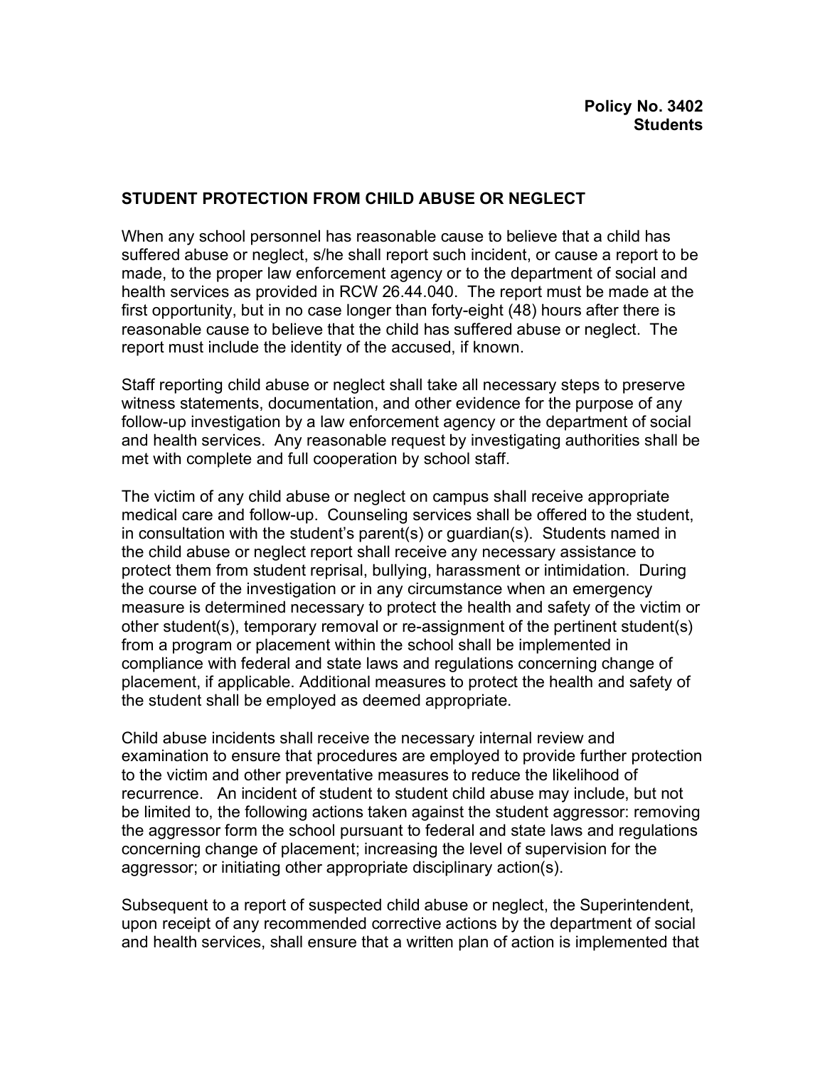**Policy No. 3402**
**Students**

## STUDENT PROTECTION FROM CHILD ABUSE OR NEGLECT

When any school personnel has reasonable cause to believe that a child has suffered abuse or neglect, s/he shall report such incident, or cause a report to be made, to the proper law enforcement agency or to the department of social and health services as provided in RCW 26.44.040. The report must be made at the first opportunity, but in no case longer than forty-eight (48) hours after there is reasonable cause to believe that the child has suffered abuse or neglect. The report must include the identity of the accused, if known.

Staff reporting child abuse or neglect shall take all necessary steps to preserve witness statements, documentation, and other evidence for the purpose of any follow-up investigation by a law enforcement agency or the department of social and health services. Any reasonable request by investigating authorities shall be met with complete and full cooperation by school staff.

The victim of any child abuse or neglect on campus shall receive appropriate medical care and follow-up. Counseling services shall be offered to the student, in consultation with the student's parent(s) or guardian(s). Students named in the child abuse or neglect report shall receive any necessary assistance to protect them from student reprisal, bullying, harassment or intimidation. During the course of the investigation or in any circumstance when an emergency measure is determined necessary to protect the health and safety of the victim or other student(s), temporary removal or re-assignment of the pertinent student(s) from a program or placement within the school shall be implemented in compliance with federal and state laws and regulations concerning change of placement, if applicable. Additional measures to protect the health and safety of the student shall be employed as deemed appropriate.

Child abuse incidents shall receive the necessary internal review and examination to ensure that procedures are employed to provide further protection to the victim and other preventative measures to reduce the likelihood of recurrence. An incident of student to student child abuse may include, but not be limited to, the following actions taken against the student aggressor: removing the aggressor form the school pursuant to federal and state laws and regulations concerning change of placement; increasing the level of supervision for the aggressor; or initiating other appropriate disciplinary action(s).

Subsequent to a report of suspected child abuse or neglect, the Superintendent, upon receipt of any recommended corrective actions by the department of social and health services, shall ensure that a written plan of action is implemented that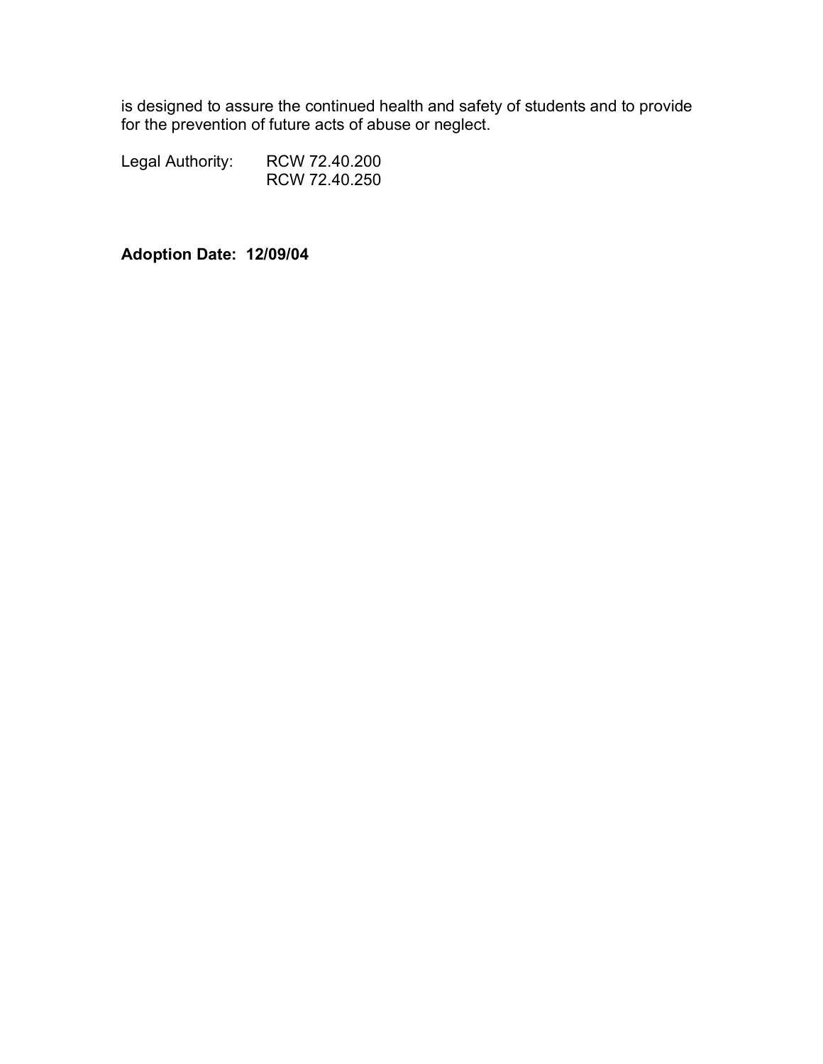is designed to assure the continued health and safety of students and to provide for the prevention of future acts of abuse or neglect.

Legal Authority: RCW 72.40.200
RCW 72.40.250

**Adoption Date: 12/09/04**